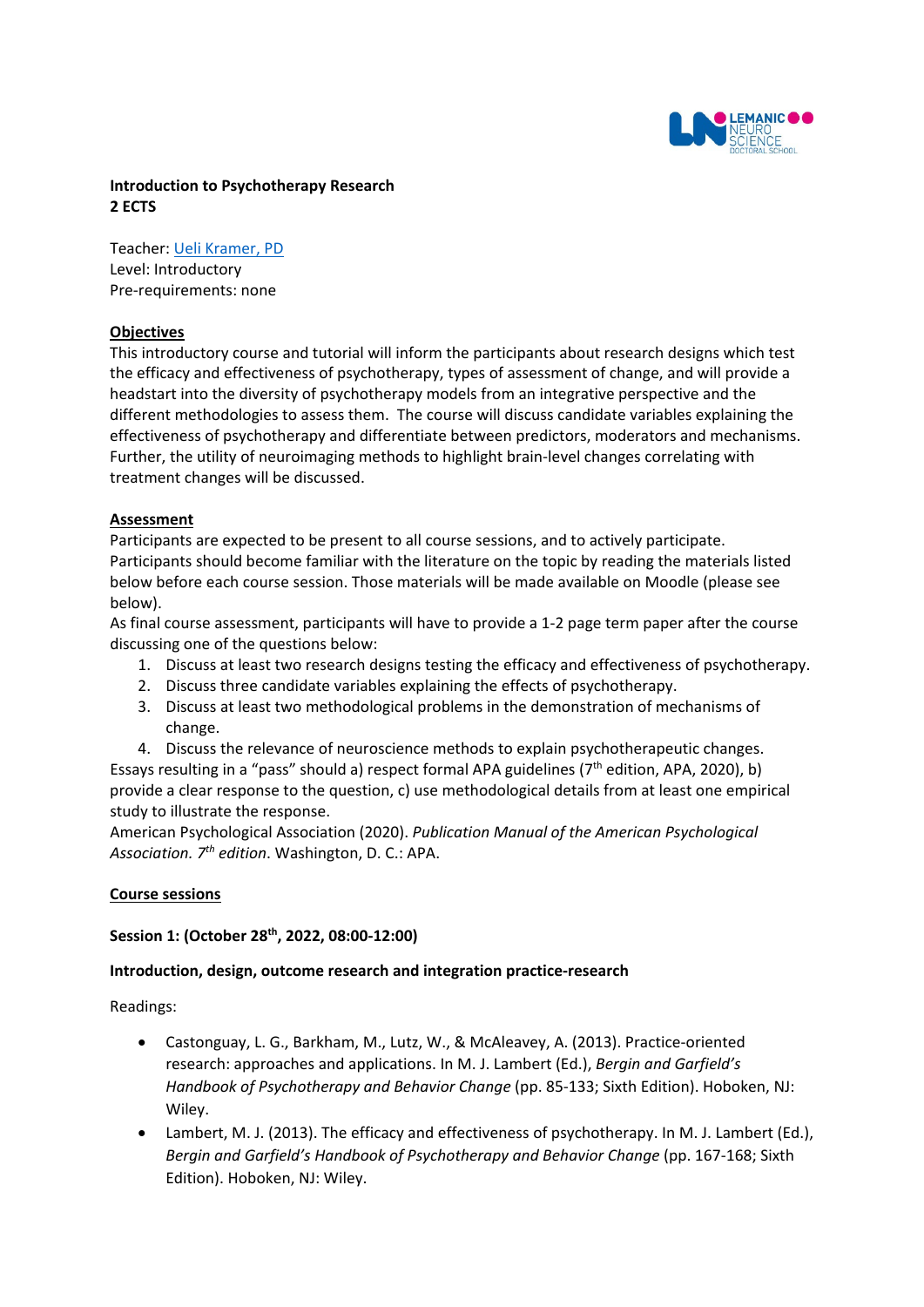**Introduction to Psychotherapy Research**
**2 ECTS**

Teacher: [Ueli Kramer, PD]
Level: Introductory
Pre-requirements: none

## Objectives

This introductory course and tutorial will inform the participants about research designs which test the efficacy and effectiveness of psychotherapy, types of assessment of change, and will provide a headstart into the diversity of psychotherapy models from an integrative perspective and the different methodologies to assess them. The course will discuss candidate variables explaining the effectiveness of psychotherapy and differentiate between predictors, moderators and mechanisms. Further, the utility of neuroimaging methods to highlight brain-level changes correlating with treatment changes will be discussed.

## Assessment

Participants are expected to be present to all course sessions, and to actively participate. Participants should become familiar with the literature on the topic by reading the materials listed below before each course session. Those materials will be made available on Moodle (please see below).

As final course assessment, participants will have to provide a 1-2 page term paper after the course discussing one of the questions below:

1. Discuss at least two research designs testing the efficacy and effectiveness of psychotherapy.
2. Discuss three candidate variables explaining the effects of psychotherapy.
3. Discuss at least two methodological problems in the demonstration of mechanisms of change.
4. Discuss the relevance of neuroscience methods to explain psychotherapeutic changes.

Essays resulting in a "pass" should a) respect formal APA guidelines (7th edition, APA, 2020), b) provide a clear response to the question, c) use methodological details from at least one empirical study to illustrate the response.

American Psychological Association (2020). *Publication Manual of the American Psychological Association. 7th edition*. Washington, D. C.: APA.

## Course sessions

**Session 1: (October 28th, 2022, 08:00-12:00)**

**Introduction, design, outcome research and integration practice-research**

Readings:

- Castonguay, L. G., Barkham, M., Lutz, W., & McAleavey, A. (2013). Practice-oriented research: approaches and applications. In M. J. Lambert (Ed.), *Bergin and Garfield's Handbook of Psychotherapy and Behavior Change* (pp. 85-133; Sixth Edition). Hoboken, NJ: Wiley.
- Lambert, M. J. (2013). The efficacy and effectiveness of psychotherapy. In M. J. Lambert (Ed.), *Bergin and Garfield's Handbook of Psychotherapy and Behavior Change* (pp. 167-168; Sixth Edition). Hoboken, NJ: Wiley.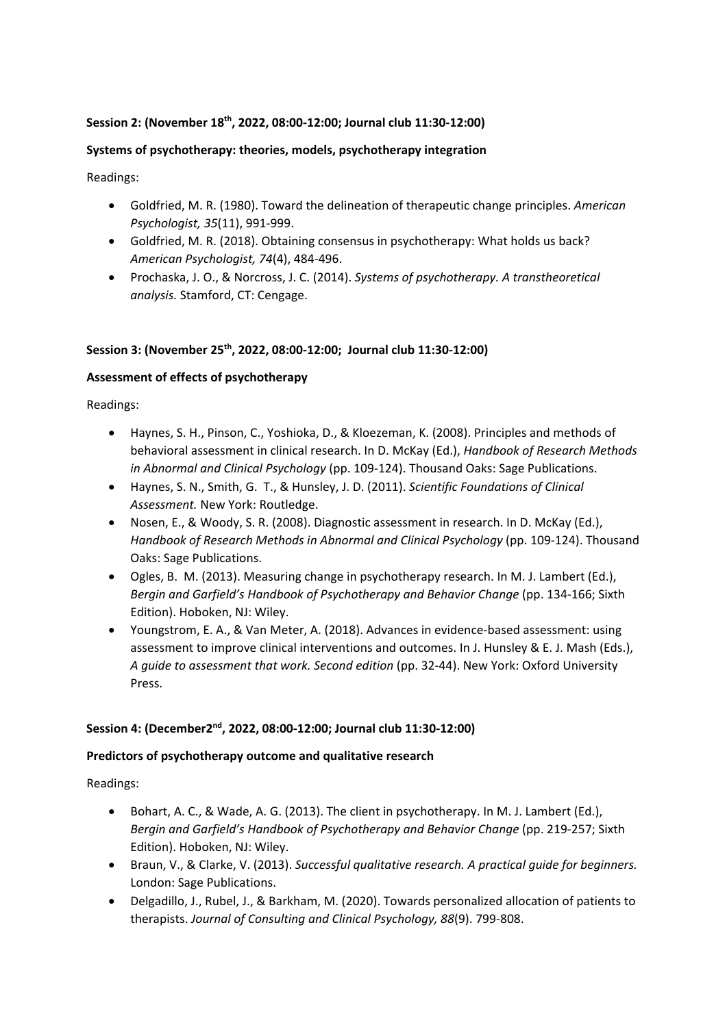**Session 2: (November 18th, 2022, 08:00-12:00; Journal club 11:30-12:00)**

**Systems of psychotherapy: theories, models, psychotherapy integration**

Readings:

- Goldfried, M. R. (1980). Toward the delineation of therapeutic change principles. *American Psychologist, 35*(11), 991-999.
- Goldfried, M. R. (2018). Obtaining consensus in psychotherapy: What holds us back? *American Psychologist, 74*(4), 484-496.
- Prochaska, J. O., & Norcross, J. C. (2014). *Systems of psychotherapy. A transtheoretical analysis.* Stamford, CT: Cengage.

**Session 3: (November 25th, 2022, 08:00-12:00; Journal club 11:30-12:00)**

**Assessment of effects of psychotherapy**

Readings:

- Haynes, S. H., Pinson, C., Yoshioka, D., & Kloezeman, K. (2008). Principles and methods of behavioral assessment in clinical research. In D. McKay (Ed.), *Handbook of Research Methods in Abnormal and Clinical Psychology* (pp. 109-124). Thousand Oaks: Sage Publications.
- Haynes, S. N., Smith, G. T., & Hunsley, J. D. (2011). *Scientific Foundations of Clinical Assessment.* New York: Routledge.
- Nosen, E., & Woody, S. R. (2008). Diagnostic assessment in research. In D. McKay (Ed.), *Handbook of Research Methods in Abnormal and Clinical Psychology* (pp. 109-124). Thousand Oaks: Sage Publications.
- Ogles, B. M. (2013). Measuring change in psychotherapy research. In M. J. Lambert (Ed.), *Bergin and Garfield's Handbook of Psychotherapy and Behavior Change* (pp. 134-166; Sixth Edition). Hoboken, NJ: Wiley.
- Youngstrom, E. A., & Van Meter, A. (2018). Advances in evidence-based assessment: using assessment to improve clinical interventions and outcomes. In J. Hunsley & E. J. Mash (Eds.), *A guide to assessment that work. Second edition* (pp. 32-44). New York: Oxford University Press.

**Session 4: (December2nd, 2022, 08:00-12:00; Journal club 11:30-12:00)**

**Predictors of psychotherapy outcome and qualitative research**

Readings:

- Bohart, A. C., & Wade, A. G. (2013). The client in psychotherapy. In M. J. Lambert (Ed.), *Bergin and Garfield's Handbook of Psychotherapy and Behavior Change* (pp. 219-257; Sixth Edition). Hoboken, NJ: Wiley.
- Braun, V., & Clarke, V. (2013). *Successful qualitative research. A practical guide for beginners.* London: Sage Publications.
- Delgadillo, J., Rubel, J., & Barkham, M. (2020). Towards personalized allocation of patients to therapists. *Journal of Consulting and Clinical Psychology, 88*(9). 799-808.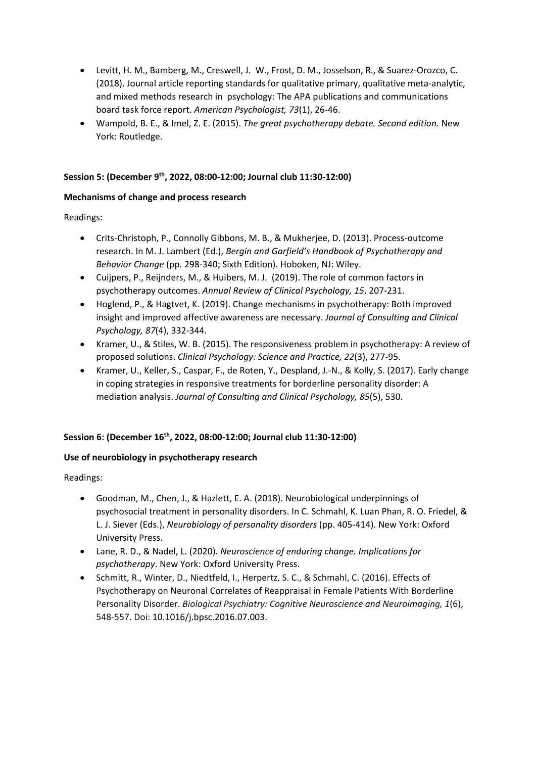- Levitt, H. M., Bamberg, M., Creswell, J. W., Frost, D. M., Josselson, R., & Suarez-Orozco, C. (2018). Journal article reporting standards for qualitative primary, qualitative meta-analytic, and mixed methods research in psychology: The APA publications and communications board task force report. *American Psychologist, 73*(1), 26-46.
- Wampold, B. E., & Imel, Z. E. (2015). *The great psychotherapy debate. Second edition.* New York: Routledge.

**Session 5: (December 9th, 2022, 08:00-12:00; Journal club 11:30-12:00)**

**Mechanisms of change and process research**

Readings:

- Crits-Christoph, P., Connolly Gibbons, M. B., & Mukherjee, D. (2013). Process-outcome research. In M. J. Lambert (Ed.), *Bergin and Garfield's Handbook of Psychotherapy and Behavior Change* (pp. 298-340; Sixth Edition). Hoboken, NJ: Wiley.
- Cuijpers, P., Reijnders, M., & Huibers, M. J. (2019). The role of common factors in psychotherapy outcomes. *Annual Review of Clinical Psychology, 15*, 207-231.
- Hoglend, P., & Hagtvet, K. (2019). Change mechanisms in psychotherapy: Both improved insight and improved affective awareness are necessary. *Journal of Consulting and Clinical Psychology, 87*(4), 332-344.
- Kramer, U., & Stiles, W. B. (2015). The responsiveness problem in psychotherapy: A review of proposed solutions. *Clinical Psychology: Science and Practice, 22*(3), 277-95.
- Kramer, U., Keller, S., Caspar, F., de Roten, Y., Despland, J.-N., & Kolly, S. (2017). Early change in coping strategies in responsive treatments for borderline personality disorder: A mediation analysis. *Journal of Consulting and Clinical Psychology, 85*(5), 530.

**Session 6: (December 16th, 2022, 08:00-12:00; Journal club 11:30-12:00)**

**Use of neurobiology in psychotherapy research**

Readings:

- Goodman, M., Chen, J., & Hazlett, E. A. (2018). Neurobiological underpinnings of psychosocial treatment in personality disorders. In C. Schmahl, K. Luan Phan, R. O. Friedel, & L. J. Siever (Eds.), *Neurobiology of personality disorders* (pp. 405-414). New York: Oxford University Press.
- Lane, R. D., & Nadel, L. (2020). *Neuroscience of enduring change. Implications for psychotherapy*. New York: Oxford University Press.
- Schmitt, R., Winter, D., Niedtfeld, I., Herpertz, S. C., & Schmahl, C. (2016). Effects of Psychotherapy on Neuronal Correlates of Reappraisal in Female Patients With Borderline Personality Disorder. *Biological Psychiatry: Cognitive Neuroscience and Neuroimaging, 1*(6), 548-557. Doi: 10.1016/j.bpsc.2016.07.003.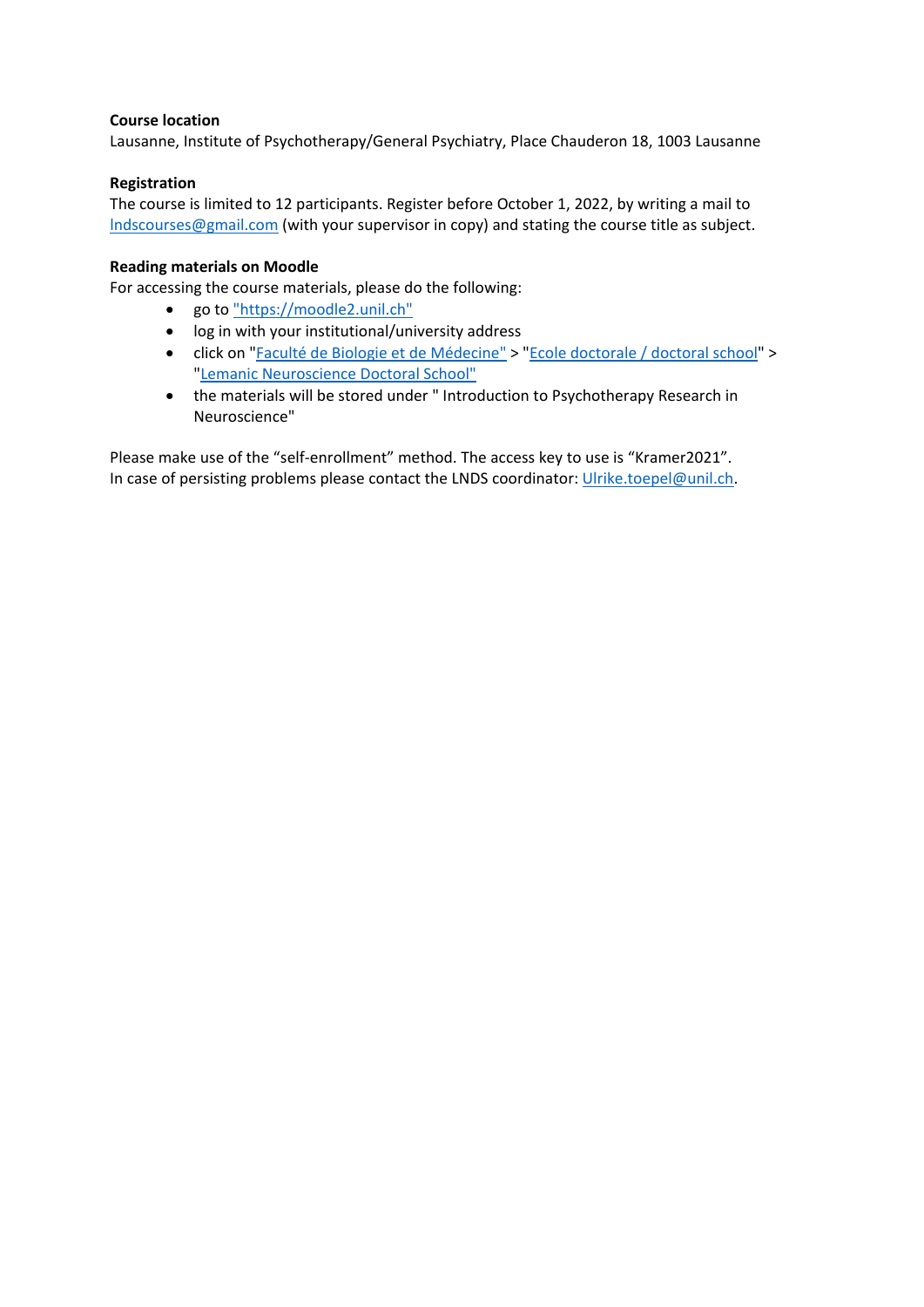**Course location**
Lausanne, Institute of Psychotherapy/General Psychiatry, Place Chauderon 18, 1003 Lausanne

**Registration**
The course is limited to 12 participants. Register before October 1, 2022, by writing a mail to lndscourses@gmail.com (with your supervisor in copy) and stating the course title as subject.

**Reading materials on Moodle**
For accessing the course materials, please do the following:

- go to "https://moodle2.unil.ch"
- log in with your institutional/university address
- click on "Faculté de Biologie et de Médecine" > "Ecole doctorale / doctoral school" > "Lemanic Neuroscience Doctoral School"
- the materials will be stored under " Introduction to Psychotherapy Research in Neuroscience"

Please make use of the “self-enrollment” method. The access key to use is “Kramer2021”.
In case of persisting problems please contact the LNDS coordinator: Ulrike.toepel@unil.ch.